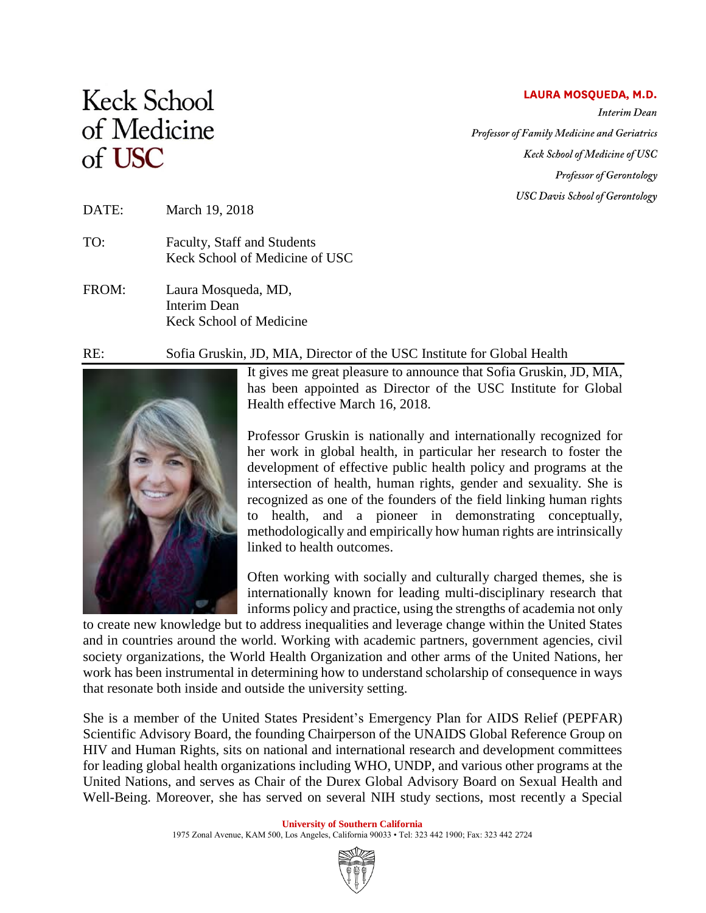Keck School of Medicine of USC

**LAURA MOSQUEDA, M.D.**
*Interim Dean*
*Professor of Family Medicine and Geriatrics*
*Keck School of Medicine of USC*
*Professor of Gerontology*
*USC Davis School of Gerontology*

DATE: March 19, 2018

TO: Faculty, Staff and Students
Keck School of Medicine of USC

FROM: Laura Mosqueda, MD,
Interim Dean
Keck School of Medicine

RE: Sofia Gruskin, JD, MIA, Director of the USC Institute for Global Health

It gives me great pleasure to announce that Sofia Gruskin, JD, MIA, has been appointed as Director of the USC Institute for Global Health effective March 16, 2018.

Professor Gruskin is nationally and internationally recognized for her work in global health, in particular her research to foster the development of effective public health policy and programs at the intersection of health, human rights, gender and sexuality. She is recognized as one of the founders of the field linking human rights to health, and a pioneer in demonstrating conceptually, methodologically and empirically how human rights are intrinsically linked to health outcomes.

Often working with socially and culturally charged themes, she is internationally known for leading multi-disciplinary research that informs policy and practice, using the strengths of academia not only to create new knowledge but to address inequalities and leverage change within the United States and in countries around the world. Working with academic partners, government agencies, civil society organizations, the World Health Organization and other arms of the United Nations, her work has been instrumental in determining how to understand scholarship of consequence in ways that resonate both inside and outside the university setting.

She is a member of the United States President's Emergency Plan for AIDS Relief (PEPFAR) Scientific Advisory Board, the founding Chairperson of the UNAIDS Global Reference Group on HIV and Human Rights, sits on national and international research and development committees for leading global health organizations including WHO, UNDP, and various other programs at the United Nations, and serves as Chair of the Durex Global Advisory Board on Sexual Health and Well-Being. Moreover, she has served on several NIH study sections, most recently a Special

**University of Southern California**
1975 Zonal Avenue, KAM 500, Los Angeles, California 90033 • Tel: 323 442 1900; Fax: 323 442 2724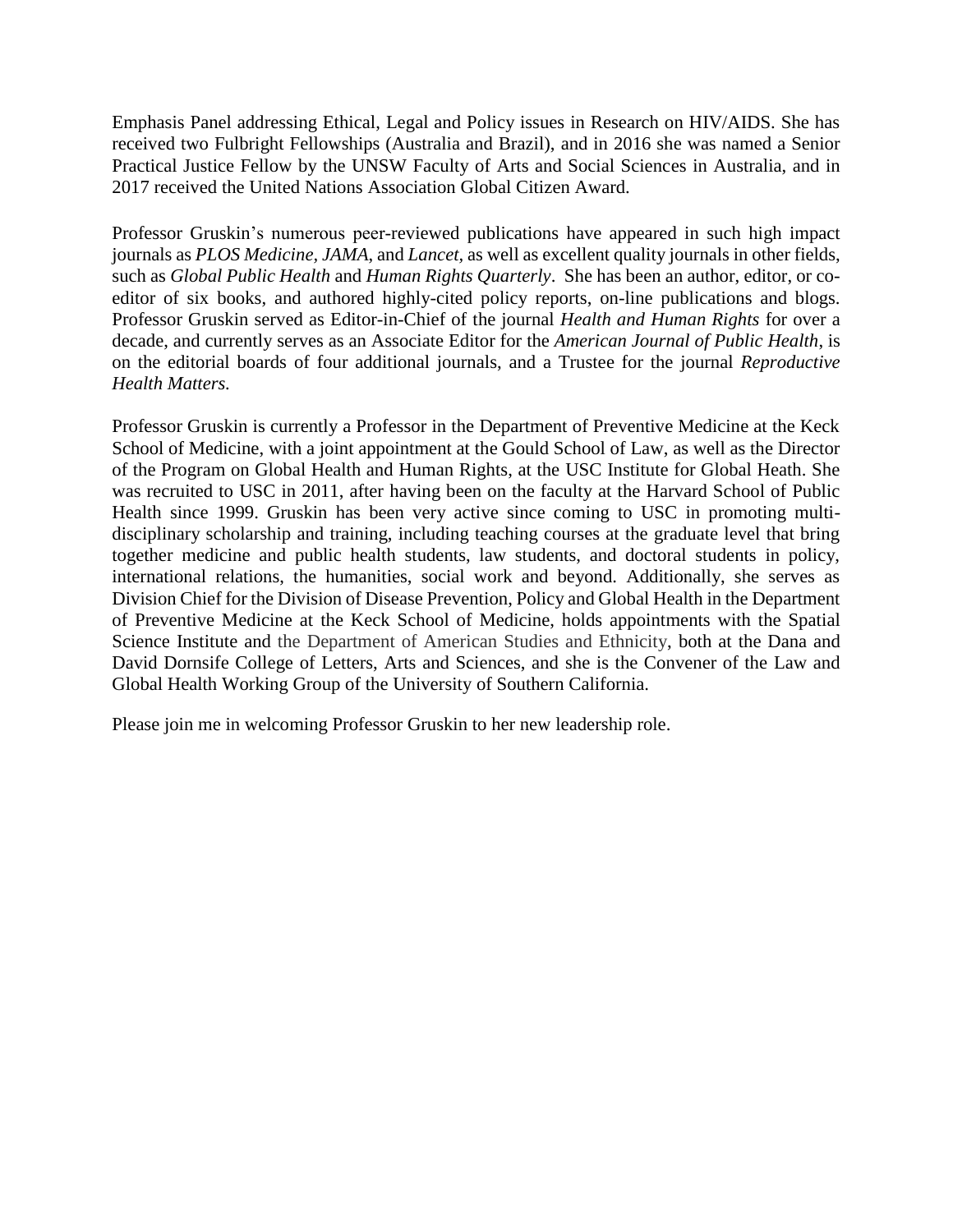Emphasis Panel addressing Ethical, Legal and Policy issues in Research on HIV/AIDS. She has received two Fulbright Fellowships (Australia and Brazil), and in 2016 she was named a Senior Practical Justice Fellow by the UNSW Faculty of Arts and Social Sciences in Australia, and in 2017 received the United Nations Association Global Citizen Award.

Professor Gruskin's numerous peer-reviewed publications have appeared in such high impact journals as *PLOS Medicine*, *JAMA*, and *Lancet*, as well as excellent quality journals in other fields, such as *Global Public Health* and *Human Rights Quarterly*. She has been an author, editor, or co-editor of six books, and authored highly-cited policy reports, on-line publications and blogs. Professor Gruskin served as Editor-in-Chief of the journal *Health and Human Rights* for over a decade, and currently serves as an Associate Editor for the *American Journal of Public Health*, is on the editorial boards of four additional journals, and a Trustee for the journal *Reproductive Health Matters.*

Professor Gruskin is currently a Professor in the Department of Preventive Medicine at the Keck School of Medicine, with a joint appointment at the Gould School of Law, as well as the Director of the Program on Global Health and Human Rights, at the USC Institute for Global Heath. She was recruited to USC in 2011, after having been on the faculty at the Harvard School of Public Health since 1999. Gruskin has been very active since coming to USC in promoting multi-disciplinary scholarship and training, including teaching courses at the graduate level that bring together medicine and public health students, law students, and doctoral students in policy, international relations, the humanities, social work and beyond. Additionally, she serves as Division Chief for the Division of Disease Prevention, Policy and Global Health in the Department of Preventive Medicine at the Keck School of Medicine, holds appointments with the Spatial Science Institute and the Department of American Studies and Ethnicity, both at the Dana and David Dornsife College of Letters, Arts and Sciences, and she is the Convener of the Law and Global Health Working Group of the University of Southern California.

Please join me in welcoming Professor Gruskin to her new leadership role.